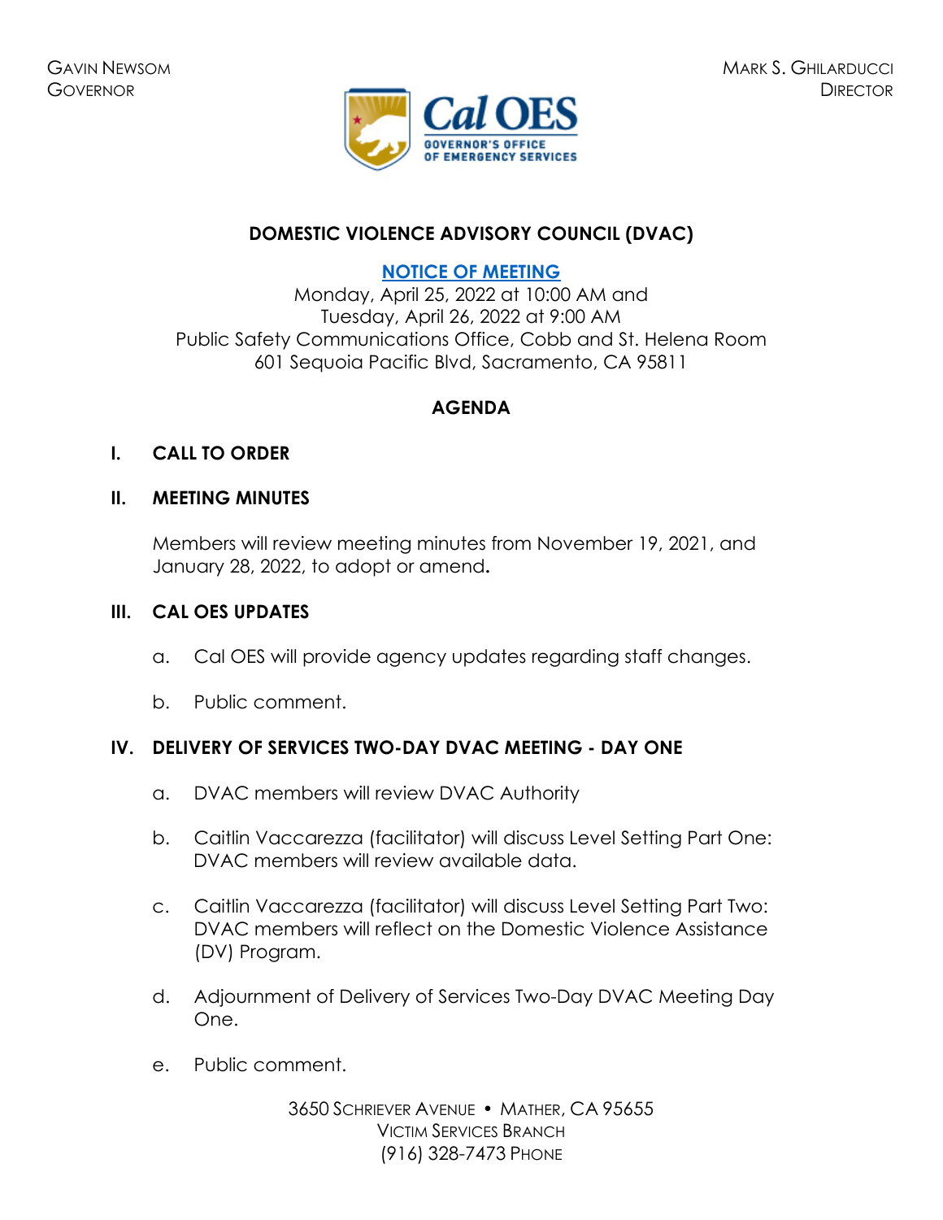GAVIN NEWSOM
GOVERNOR

MARK S. GHILARDUCCI
DIRECTOR

# DOMESTIC VIOLENCE ADVISORY COUNCIL (DVAC)

**NOTICE OF MEETING**

Monday, April 25, 2022 at 10:00 AM and
Tuesday, April 26, 2022 at 9:00 AM
Public Safety Communications Office, Cobb and St. Helena Room
601 Sequoia Pacific Blvd, Sacramento, CA 95811

## AGENDA

### I. CALL TO ORDER

### II. MEETING MINUTES

Members will review meeting minutes from November 19, 2021, and January 28, 2022, to adopt or amend**.**

### III. CAL OES UPDATES

a. Cal OES will provide agency updates regarding staff changes.

b. Public comment.

### IV. DELIVERY OF SERVICES TWO-DAY DVAC MEETING - DAY ONE

a. DVAC members will review DVAC Authority

b. Caitlin Vaccarezza (facilitator) will discuss Level Setting Part One: DVAC members will review available data.

c. Caitlin Vaccarezza (facilitator) will discuss Level Setting Part Two: DVAC members will reflect on the Domestic Violence Assistance (DV) Program.

d. Adjournment of Delivery of Services Two-Day DVAC Meeting Day One.

e. Public comment.

3650 SCHRIEVER AVENUE • MATHER, CA 95655
VICTIM SERVICES BRANCH
(916) 328-7473 PHONE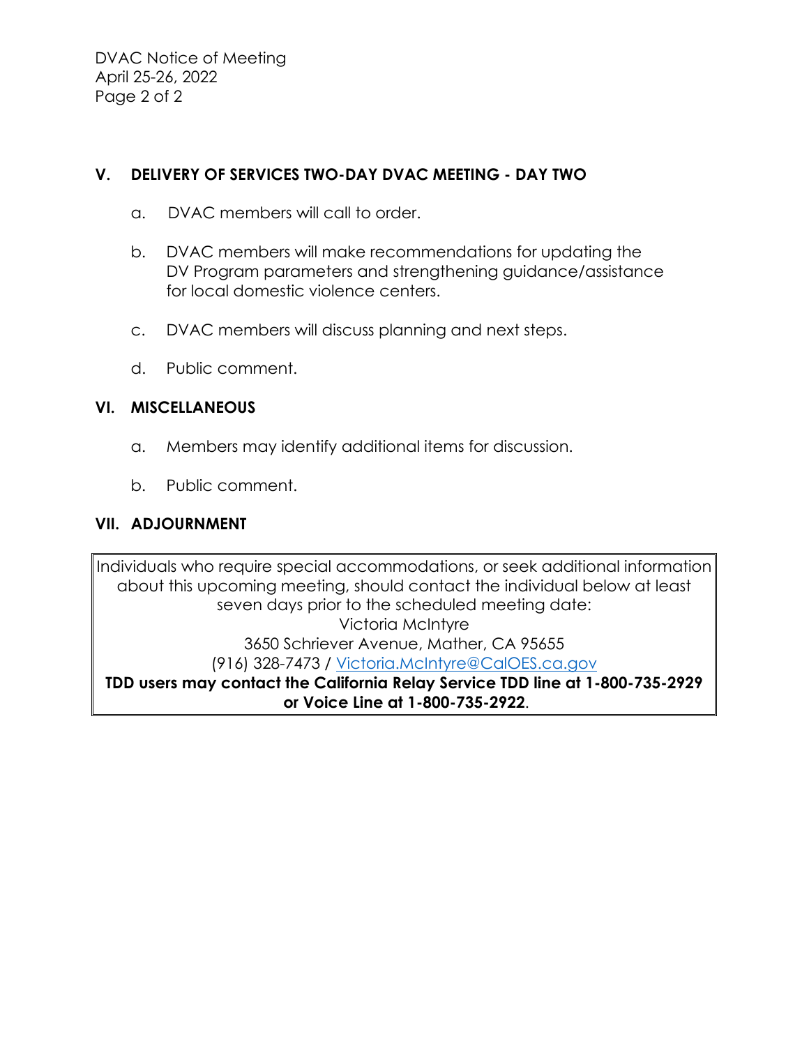## V. DELIVERY OF SERVICES TWO-DAY DVAC MEETING - DAY TWO

a. DVAC members will call to order.

b. DVAC members will make recommendations for updating the DV Program parameters and strengthening guidance/assistance for local domestic violence centers.

c. DVAC members will discuss planning and next steps.

d. Public comment.

## VI. MISCELLANEOUS

a. Members may identify additional items for discussion.

b. Public comment.

## VII. ADJOURNMENT

Individuals who require special accommodations, or seek additional information about this upcoming meeting, should contact the individual below at least seven days prior to the scheduled meeting date:
Victoria McIntyre
3650 Schriever Avenue, Mather, CA 95655
(916) 328-7473 / Victoria.McIntyre@CalOES.ca.gov
**TDD users may contact the California Relay Service TDD line at 1-800-735-2929 or Voice Line at 1-800-735-2922**.